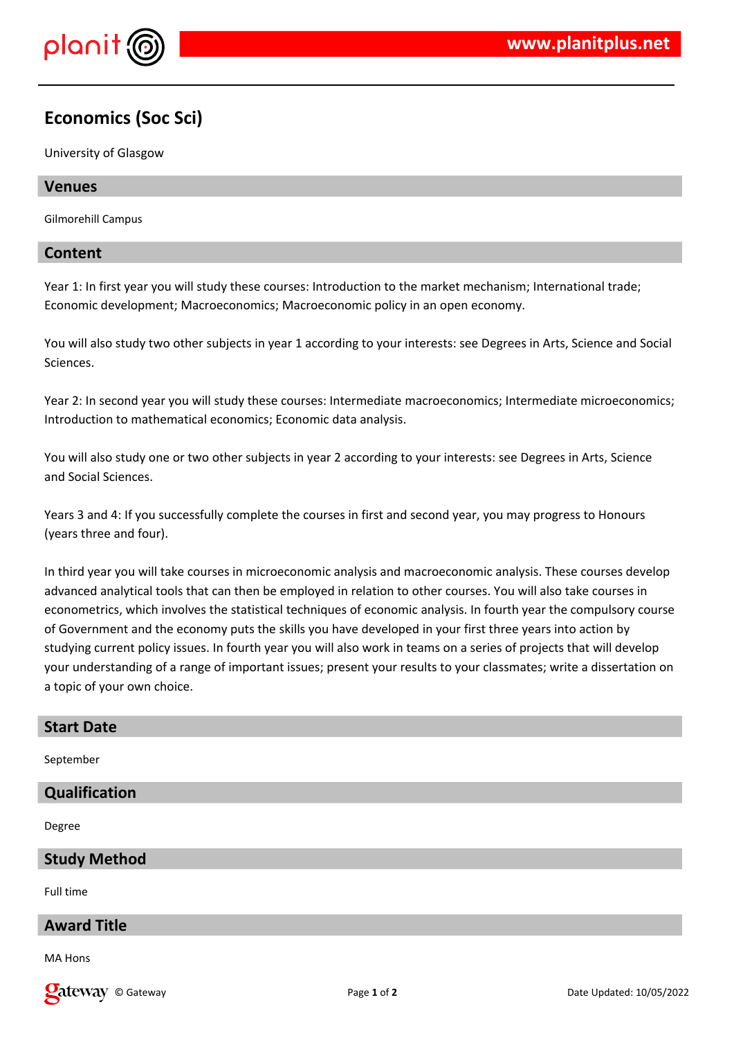# Economics (Soc Sci)

University of Glasgow

## Venues

Gilmorehill Campus

## Content

Year 1: In first year you will study these courses: Introduction to the market mechanism; International trade; Economic development; Macroeconomics; Macroeconomic policy in an open economy.

You will also study two other subjects in year 1 according to your interests: see Degrees in Arts, Science and Social Sciences.

Year 2: In second year you will study these courses: Intermediate macroeconomics; Intermediate microeconomics; Introduction to mathematical economics; Economic data analysis.

You will also study one or two other subjects in year 2 according to your interests: see Degrees in Arts, Science and Social Sciences.

Years 3 and 4: If you successfully complete the courses in first and second year, you may progress to Honours (years three and four).

In third year you will take courses in microeconomic analysis and macroeconomic analysis. These courses develop advanced analytical tools that can then be employed in relation to other courses. You will also take courses in econometrics, which involves the statistical techniques of economic analysis. In fourth year the compulsory course of Government and the economy puts the skills you have developed in your first three years into action by studying current policy issues. In fourth year you will also work in teams on a series of projects that will develop your understanding of a range of important issues; present your results to your classmates; write a dissertation on a topic of your own choice.

## Start Date

September

## Qualification

Degree

## Study Method

Full time

## Award Title

MA Hons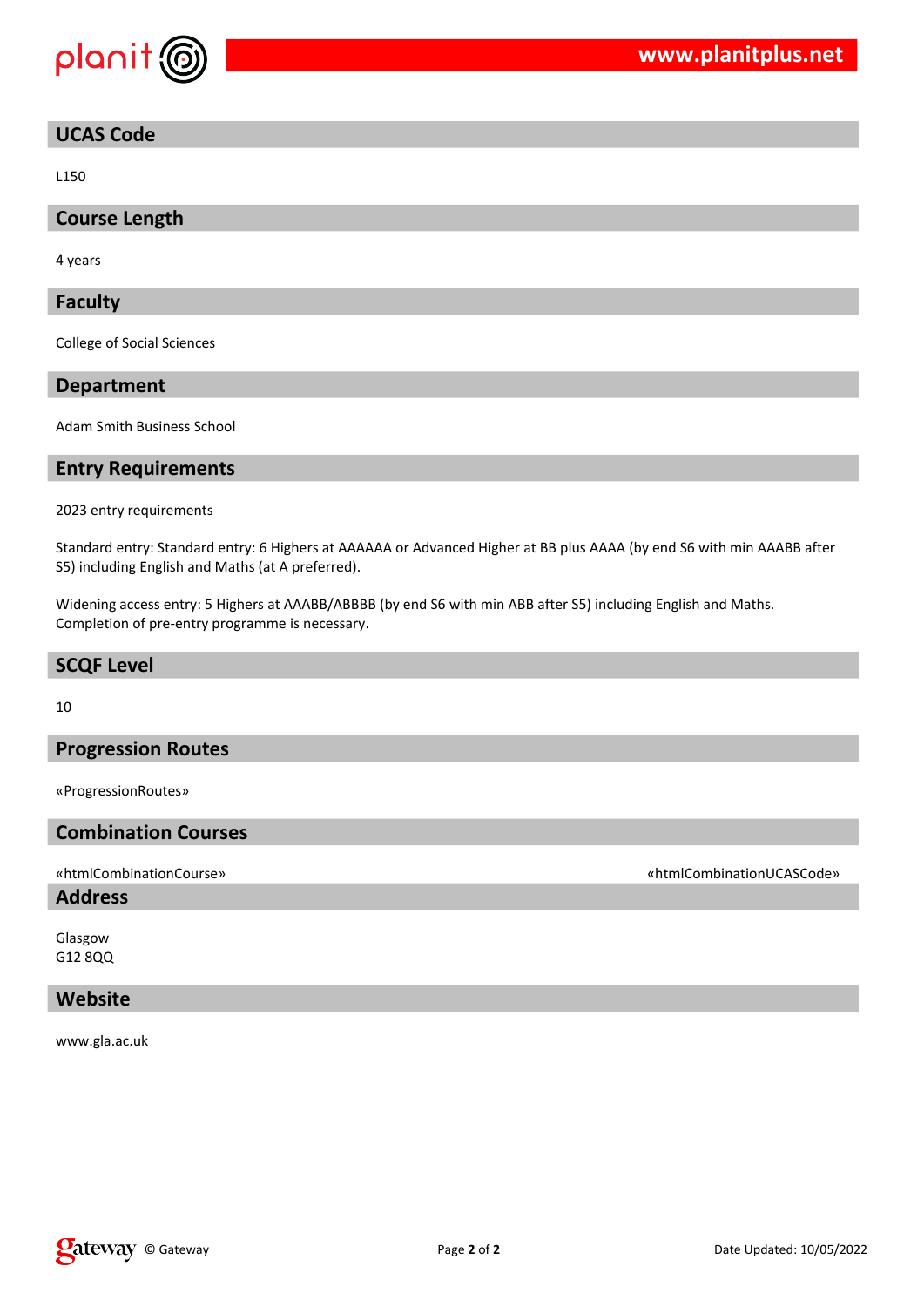## UCAS Code

L150

## Course Length

4 years

## Faculty

College of Social Sciences

## Department

Adam Smith Business School

## Entry Requirements

2023 entry requirements

Standard entry: Standard entry: 6 Highers at AAAAAA or Advanced Higher at BB plus AAAA (by end S6 with min AAABB after S5) including English and Maths (at A preferred).

Widening access entry: 5 Highers at AAABB/ABBBB (by end S6 with min ABB after S5) including English and Maths. Completion of pre-entry programme is necessary.

## SCQF Level

10

## Progression Routes

«ProgressionRoutes»

## Combination Courses

«htmlCombinationCourse» «htmlCombinationUCASCode»

## Address

Glasgow
G12 8QQ

## Website

www.gla.ac.uk